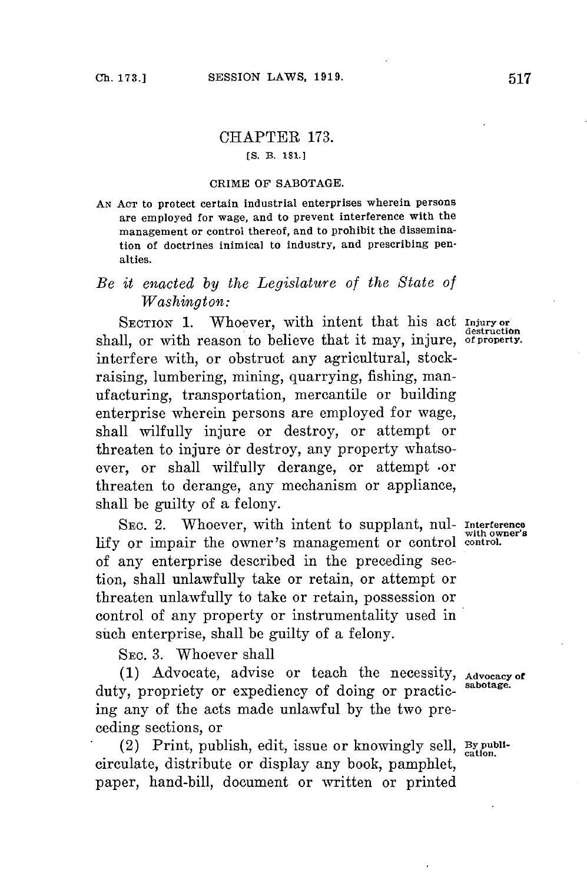# CHAPTER 173.

[S. B. 181.]

## CRIME OF SABOTAGE.

AN ACT to protect certain industrial enterprises wherein persons are employed for wage, and to prevent interference with the management or control thereof, and to prohibit the dissemination of doctrines inimical to industry, and prescribing penalties.

*Be it enacted by the Legislature of the State of Washington:*

**Injury or destruction of property.**

SECTION 1. Whoever, with intent that his act shall, or with reason to believe that it may, injure, interfere with, or obstruct any agricultural, stock-raising, lumbering, mining, quarrying, fishing, manufacturing, transportation, mercantile or building enterprise wherein persons are employed for wage, shall wilfully injure or destroy, or attempt or threaten to injure or destroy, any property whatsoever, or shall wilfully derange, or attempt or threaten to derange, any mechanism or appliance, shall be guilty of a felony.

**Interference with owner's control.**

SEC. 2. Whoever, with intent to supplant, nullify or impair the owner's management or control of any enterprise described in the preceding section, shall unlawfully take or retain, or attempt or threaten unlawfully to take or retain, possession or control of any property or instrumentality used in such enterprise, shall be guilty of a felony.

SEC. 3. Whoever shall

**Advocacy of sabotage.**

(1) Advocate, advise or teach the necessity, duty, propriety or expediency of doing or practicing any of the acts made unlawful by the two preceding sections, or

**By publication.**

(2) Print, publish, edit, issue or knowingly sell, circulate, distribute or display any book, pamphlet, paper, hand-bill, document or written or printed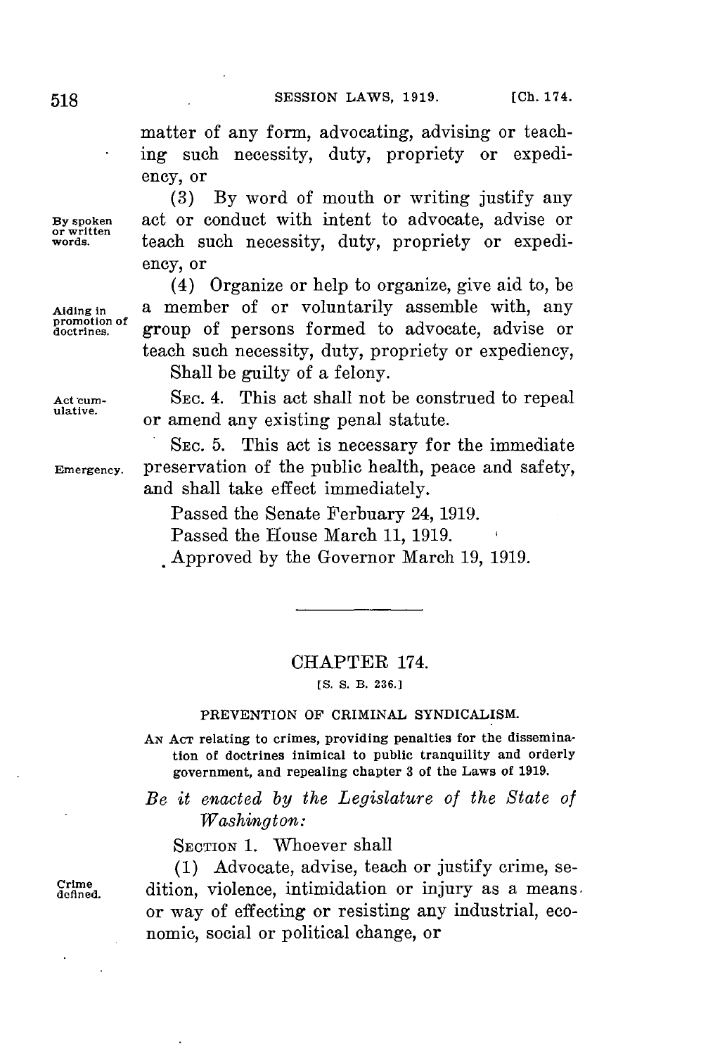matter of any form, advocating, advising or teaching such necessity, duty, propriety or expediency, or

(3) By word of mouth or writing justify any act or conduct with intent to advocate, advise or teach such necessity, duty, propriety or expediency, or

(4) Organize or help to organize, give aid to, be a member of or voluntarily assemble with, any group of persons formed to advocate, advise or teach such necessity, duty, propriety or expediency,

Shall be guilty of a felony.

SEC. 4. This act shall not be construed to repeal or amend any existing penal statute.

SEC. 5. This act is necessary for the immediate preservation of the public health, peace and safety, and shall take effect immediately.

Passed the Senate Ferbuary 24, 1919.

Passed the House March 11, 1919.

Approved by the Governor March 19, 1919.

---

## CHAPTER 174.

[S. S. B. 236.]

### PREVENTION OF CRIMINAL SYNDICALISM.

AN ACT relating to crimes, providing penalties for the dissemination of doctrines inimical to public tranquility and orderly government, and repealing chapter 3 of the Laws of 1919.

*Be it enacted by the Legislature of the State of Washington:*

SECTION 1. Whoever shall

(1) Advocate, advise, teach or justify crime, sedition, violence, intimidation or injury as a means or way of effecting or resisting any industrial, economic, social or political change, or